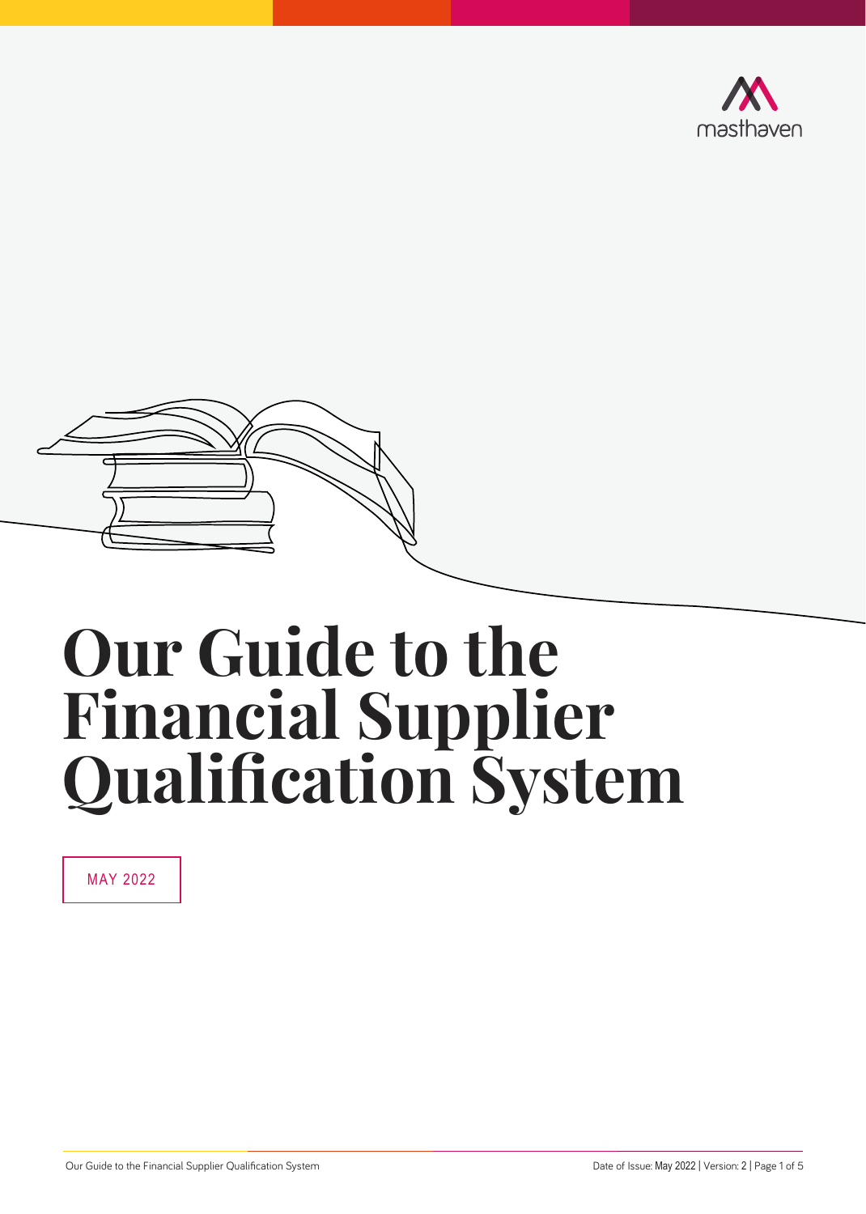masthaven

# Our Guide to the Financial Supplier Qualification System

MAY 2022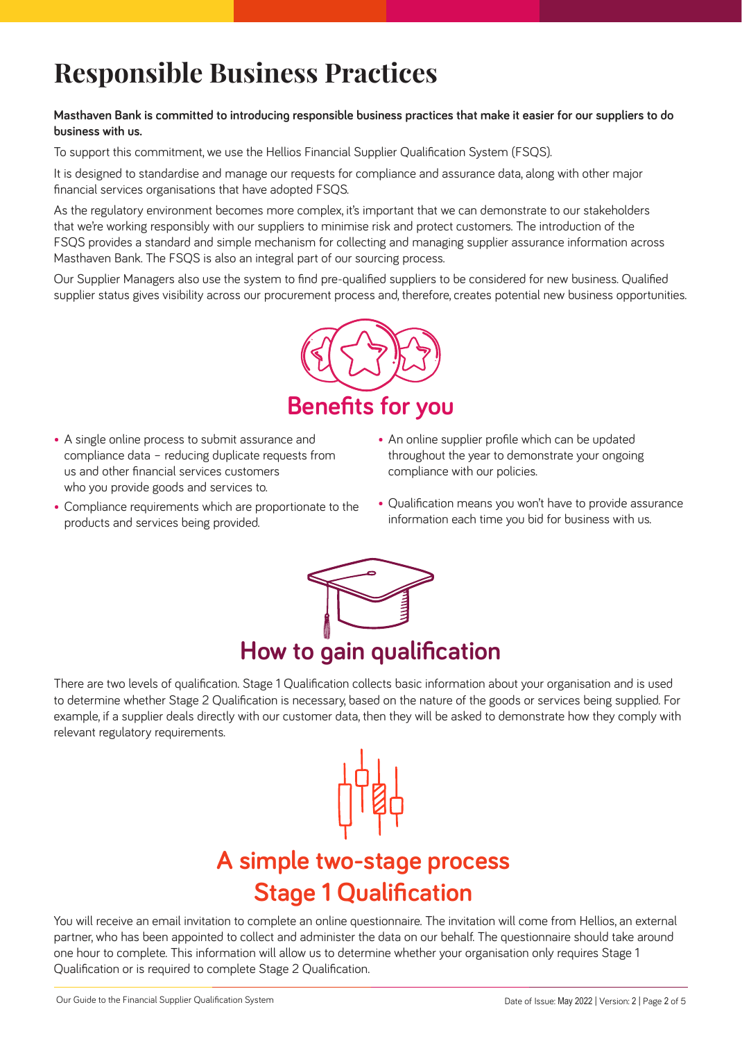# Responsible Business Practices

**Masthaven Bank is committed to introducing responsible business practices that make it easier for our suppliers to do business with us.**

To support this commitment, we use the Hellios Financial Supplier Qualification System (FSQS).

It is designed to standardise and manage our requests for compliance and assurance data, along with other major financial services organisations that have adopted FSQS.

As the regulatory environment becomes more complex, it's important that we can demonstrate to our stakeholders that we're working responsibly with our suppliers to minimise risk and protect customers. The introduction of the FSQS provides a standard and simple mechanism for collecting and managing supplier assurance information across Masthaven Bank. The FSQS is also an integral part of our sourcing process.

Our Supplier Managers also use the system to find pre-qualified suppliers to be considered for new business. Qualified supplier status gives visibility across our procurement process and, therefore, creates potential new business opportunities.

## Benefits for you

- A single online process to submit assurance and compliance data – reducing duplicate requests from us and other financial services customers who you provide goods and services to.
- Compliance requirements which are proportionate to the products and services being provided.
- An online supplier profile which can be updated throughout the year to demonstrate your ongoing compliance with our policies.
- Qualification means you won't have to provide assurance information each time you bid for business with us.

## How to gain qualification

There are two levels of qualification. Stage 1 Qualification collects basic information about your organisation and is used to determine whether Stage 2 Qualification is necessary, based on the nature of the goods or services being supplied. For example, if a supplier deals directly with our customer data, then they will be asked to demonstrate how they comply with relevant regulatory requirements.

## A simple two-stage process

### Stage 1 Qualification

You will receive an email invitation to complete an online questionnaire. The invitation will come from Hellios, an external partner, who has been appointed to collect and administer the data on our behalf. The questionnaire should take around one hour to complete. This information will allow us to determine whether your organisation only requires Stage 1 Qualification or is required to complete Stage 2 Qualification.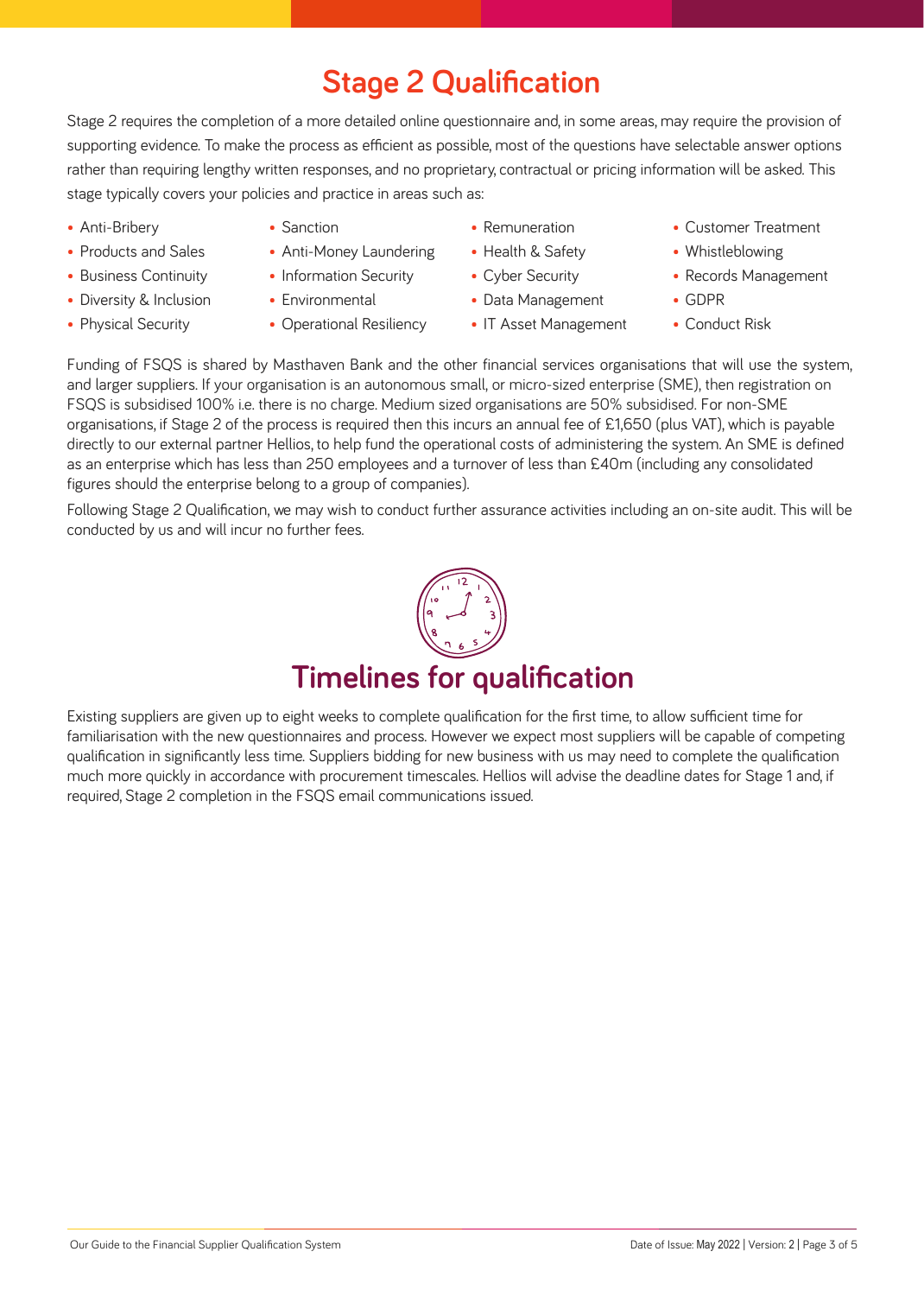# Stage 2 Qualification

Stage 2 requires the completion of a more detailed online questionnaire and, in some areas, may require the provision of supporting evidence. To make the process as efficient as possible, most of the questions have selectable answer options rather than requiring lengthy written responses, and no proprietary, contractual or pricing information will be asked. This stage typically covers your policies and practice in areas such as:

- Anti-Bribery
- Products and Sales
- Business Continuity
- Diversity & Inclusion
- Physical Security
- Sanction
- Anti-Money Laundering
- Information Security
- Environmental
- Operational Resiliency
- Remuneration
- Health & Safety
- Cyber Security
- Data Management
- IT Asset Management
- Customer Treatment
- Whistleblowing
- Records Management
- GDPR
- Conduct Risk

Funding of FSQS is shared by Masthaven Bank and the other financial services organisations that will use the system, and larger suppliers. If your organisation is an autonomous small, or micro-sized enterprise (SME), then registration on FSQS is subsidised 100% i.e. there is no charge. Medium sized organisations are 50% subsidised. For non-SME organisations, if Stage 2 of the process is required then this incurs an annual fee of £1,650 (plus VAT), which is payable directly to our external partner Hellios, to help fund the operational costs of administering the system. An SME is defined as an enterprise which has less than 250 employees and a turnover of less than £40m (including any consolidated figures should the enterprise belong to a group of companies).

Following Stage 2 Qualification, we may wish to conduct further assurance activities including an on-site audit. This will be conducted by us and will incur no further fees.

# Timelines for qualification

Existing suppliers are given up to eight weeks to complete qualification for the first time, to allow sufficient time for familiarisation with the new questionnaires and process. However we expect most suppliers will be capable of competing qualification in significantly less time. Suppliers bidding for new business with us may need to complete the qualification much more quickly in accordance with procurement timescales. Hellios will advise the deadline dates for Stage 1 and, if required, Stage 2 completion in the FSQS email communications issued.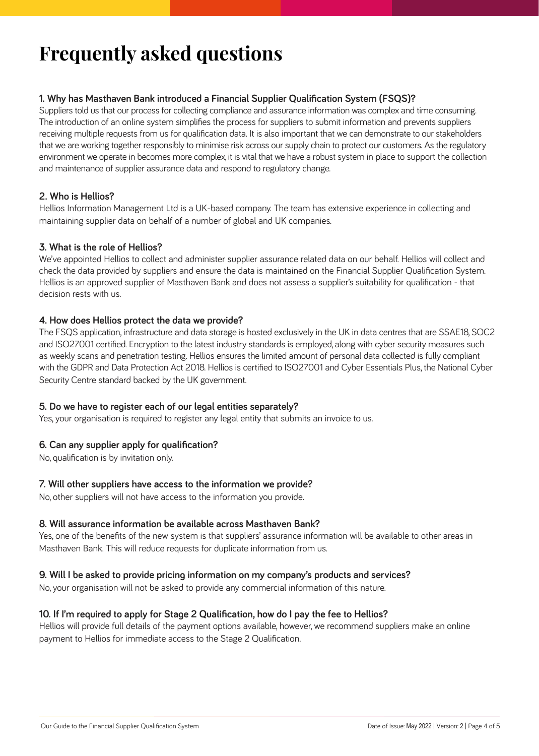# Frequently asked questions

### 1. Why has Masthaven Bank introduced a Financial Supplier Qualification System (FSQS)?

Suppliers told us that our process for collecting compliance and assurance information was complex and time consuming. The introduction of an online system simplifies the process for suppliers to submit information and prevents suppliers receiving multiple requests from us for qualification data. It is also important that we can demonstrate to our stakeholders that we are working together responsibly to minimise risk across our supply chain to protect our customers. As the regulatory environment we operate in becomes more complex, it is vital that we have a robust system in place to support the collection and maintenance of supplier assurance data and respond to regulatory change.

### 2. Who is Hellios?

Hellios Information Management Ltd is a UK-based company. The team has extensive experience in collecting and maintaining supplier data on behalf of a number of global and UK companies.

### 3. What is the role of Hellios?

We've appointed Hellios to collect and administer supplier assurance related data on our behalf. Hellios will collect and check the data provided by suppliers and ensure the data is maintained on the Financial Supplier Qualification System. Hellios is an approved supplier of Masthaven Bank and does not assess a supplier's suitability for qualification - that decision rests with us.

### 4. How does Hellios protect the data we provide?

The FSQS application, infrastructure and data storage is hosted exclusively in the UK in data centres that are SSAE18, SOC2 and ISO27001 certified. Encryption to the latest industry standards is employed, along with cyber security measures such as weekly scans and penetration testing. Hellios ensures the limited amount of personal data collected is fully compliant with the GDPR and Data Protection Act 2018. Hellios is certified to ISO27001 and Cyber Essentials Plus, the National Cyber Security Centre standard backed by the UK government.

### 5. Do we have to register each of our legal entities separately?

Yes, your organisation is required to register any legal entity that submits an invoice to us.

### 6. Can any supplier apply for qualification?

No, qualification is by invitation only.

### 7. Will other suppliers have access to the information we provide?

No, other suppliers will not have access to the information you provide.

### 8. Will assurance information be available across Masthaven Bank?

Yes, one of the benefits of the new system is that suppliers' assurance information will be available to other areas in Masthaven Bank. This will reduce requests for duplicate information from us.

### 9. Will I be asked to provide pricing information on my company's products and services?

No, your organisation will not be asked to provide any commercial information of this nature.

### 10. If I'm required to apply for Stage 2 Qualification, how do I pay the fee to Hellios?

Hellios will provide full details of the payment options available, however, we recommend suppliers make an online payment to Hellios for immediate access to the Stage 2 Qualification.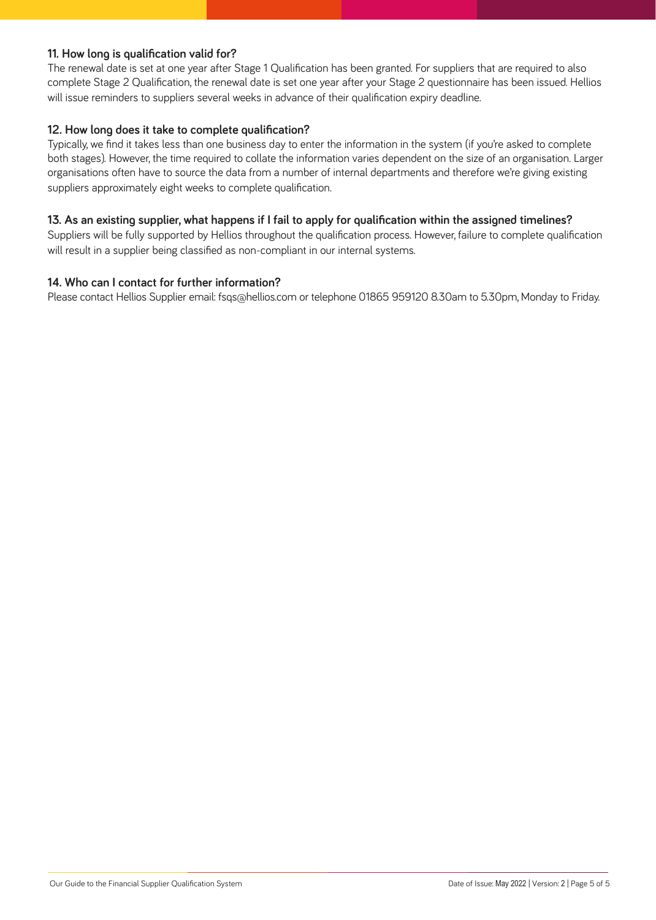### 11. How long is qualification valid for?

The renewal date is set at one year after Stage 1 Qualification has been granted. For suppliers that are required to also complete Stage 2 Qualification, the renewal date is set one year after your Stage 2 questionnaire has been issued. Hellios will issue reminders to suppliers several weeks in advance of their qualification expiry deadline.

### 12. How long does it take to complete qualification?

Typically, we find it takes less than one business day to enter the information in the system (if you're asked to complete both stages). However, the time required to collate the information varies dependent on the size of an organisation. Larger organisations often have to source the data from a number of internal departments and therefore we're giving existing suppliers approximately eight weeks to complete qualification.

### 13. As an existing supplier, what happens if I fail to apply for qualification within the assigned timelines?

Suppliers will be fully supported by Hellios throughout the qualification process. However, failure to complete qualification will result in a supplier being classified as non-compliant in our internal systems.

### 14. Who can I contact for further information?

Please contact Hellios Supplier email: fsqs@hellios.com or telephone 01865 959120 8.30am to 5.30pm, Monday to Friday.